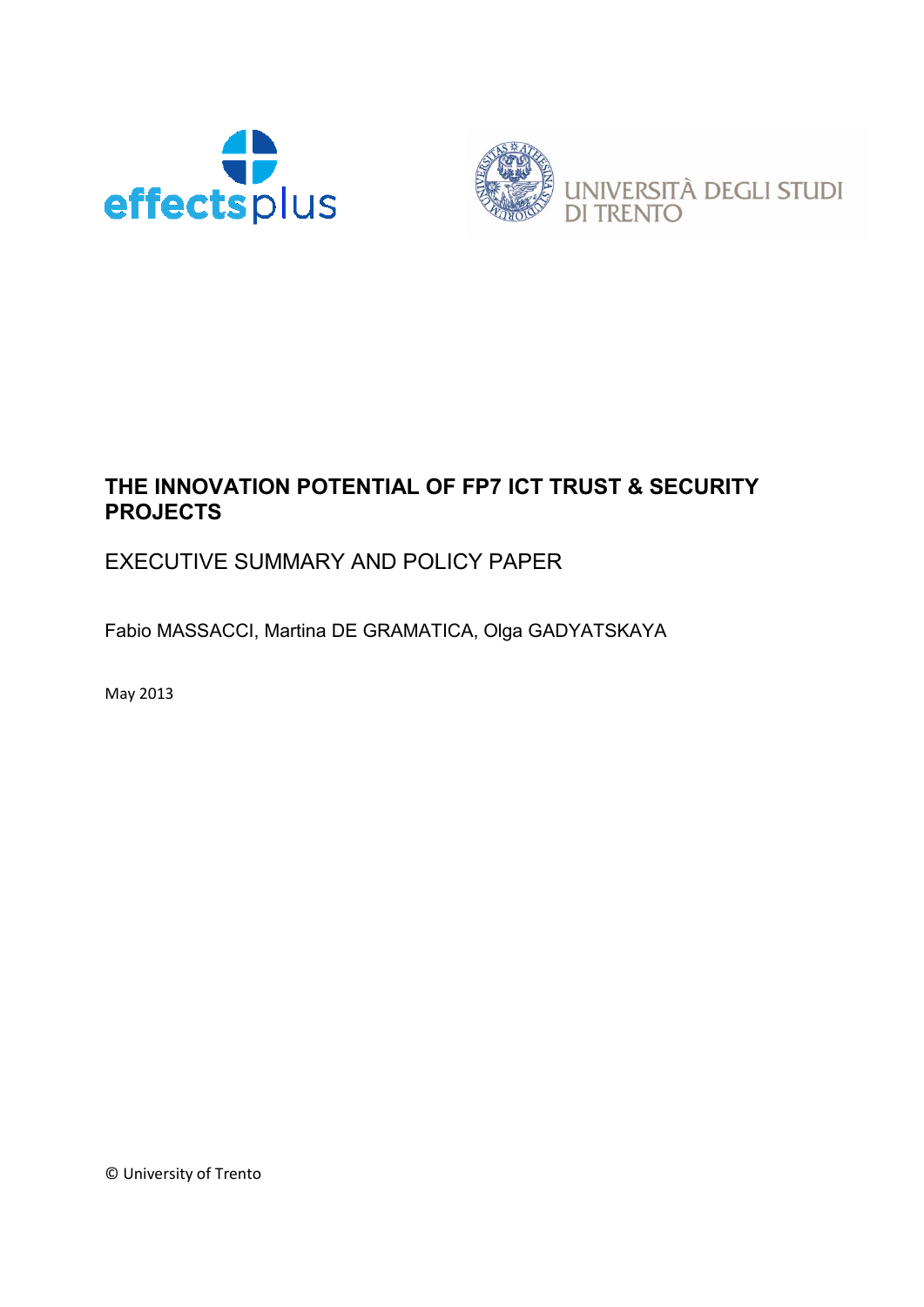# THE INNOVATION POTENTIAL OF FP7 ICT TRUST & SECURITY PROJECTS

## EXECUTIVE SUMMARY AND POLICY PAPER

Fabio MASSACCI, Martina DE GRAMATICA, Olga GADYATSKAYA

May 2013

© University of Trento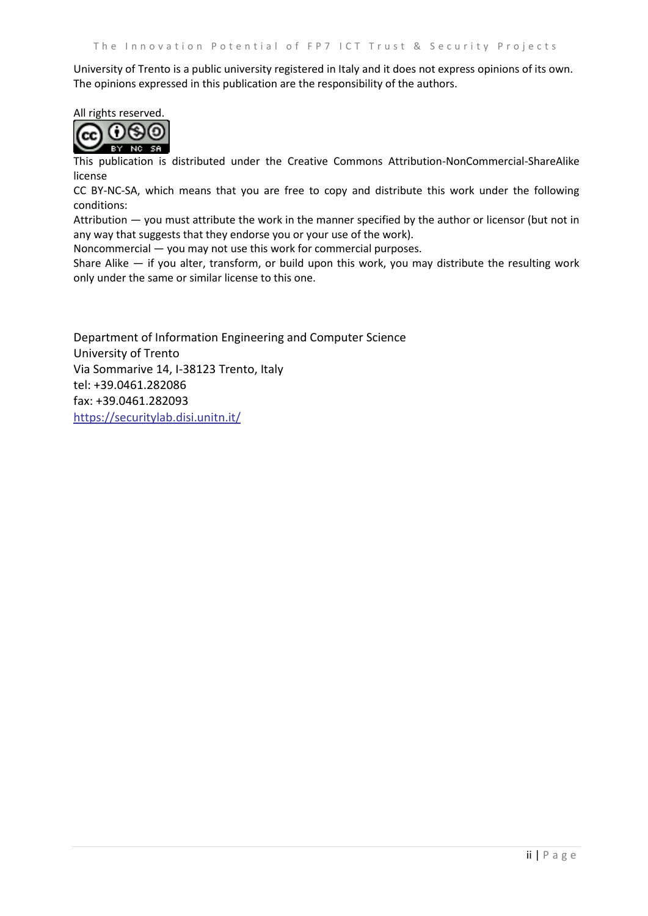University of Trento is a public university registered in Italy and it does not express opinions of its own. The opinions expressed in this publication are the responsibility of the authors.

All rights reserved.

This publication is distributed under the Creative Commons Attribution-NonCommercial-ShareAlike license

CC BY-NC-SA, which means that you are free to copy and distribute this work under the following conditions:

Attribution — you must attribute the work in the manner specified by the author or licensor (but not in any way that suggests that they endorse you or your use of the work).

Noncommercial — you may not use this work for commercial purposes.

Share Alike — if you alter, transform, or build upon this work, you may distribute the resulting work only under the same or similar license to this one.

Department of Information Engineering and Computer Science
University of Trento
Via Sommarive 14, I-38123 Trento, Italy
tel: +39.0461.282086
fax: +39.0461.282093
https://securitylab.disi.unitn.it/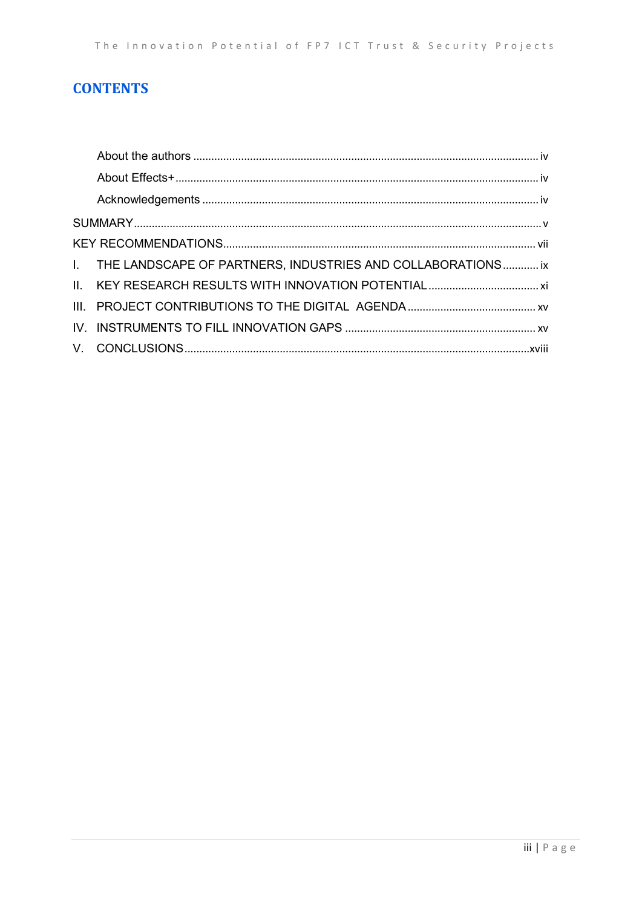# CONTENTS

About the authors ........................................................................................................... iv

About Effects+ ................................................................................................................ iv

Acknowledgements ......................................................................................................... iv

SUMMARY ........................................................................................................................ v

KEY RECOMMENDATIONS .............................................................................................. vii

I. THE LANDSCAPE OF PARTNERS, INDUSTRIES AND COLLABORATIONS ............ ix

II. KEY RESEARCH RESULTS WITH INNOVATION POTENTIAL ..................................... xi

III. PROJECT CONTRIBUTIONS TO THE DIGITAL AGENDA ........................................... xv

IV. INSTRUMENTS TO FILL INNOVATION GAPS ............................................................ xv

V. CONCLUSIONS ........................................................................................................ xviii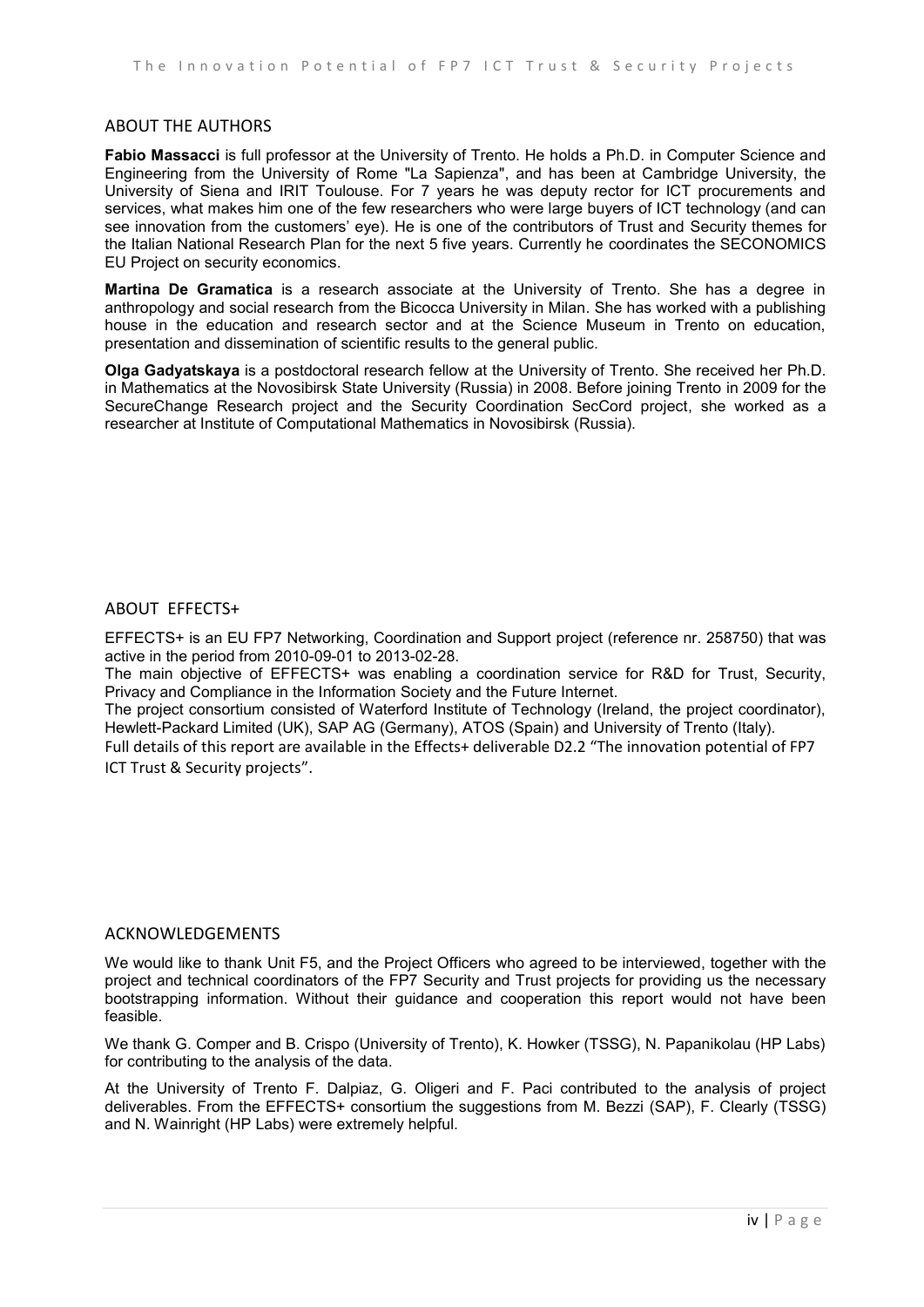## ABOUT THE AUTHORS

**Fabio Massacci** is full professor at the University of Trento. He holds a Ph.D. in Computer Science and Engineering from the University of Rome "La Sapienza", and has been at Cambridge University, the University of Siena and IRIT Toulouse. For 7 years he was deputy rector for ICT procurements and services, what makes him one of the few researchers who were large buyers of ICT technology (and can see innovation from the customers' eye). He is one of the contributors of Trust and Security themes for the Italian National Research Plan for the next 5 five years. Currently he coordinates the SECONOMICS EU Project on security economics.

**Martina De Gramatica** is a research associate at the University of Trento. She has a degree in anthropology and social research from the Bicocca University in Milan. She has worked with a publishing house in the education and research sector and at the Science Museum in Trento on education, presentation and dissemination of scientific results to the general public.

**Olga Gadyatskaya** is a postdoctoral research fellow at the University of Trento. She received her Ph.D. in Mathematics at the Novosibirsk State University (Russia) in 2008. Before joining Trento in 2009 for the SecureChange Research project and the Security Coordination SecCord project, she worked as a researcher at Institute of Computational Mathematics in Novosibirsk (Russia).

## ABOUT EFFECTS+

EFFECTS+ is an EU FP7 Networking, Coordination and Support project (reference nr. 258750) that was active in the period from 2010-09-01 to 2013-02-28.

The main objective of EFFECTS+ was enabling a coordination service for R&D for Trust, Security, Privacy and Compliance in the Information Society and the Future Internet.

The project consortium consisted of Waterford Institute of Technology (Ireland, the project coordinator), Hewlett-Packard Limited (UK), SAP AG (Germany), ATOS (Spain) and University of Trento (Italy).

Full details of this report are available in the Effects+ deliverable D2.2 "The innovation potential of FP7 ICT Trust & Security projects".

## ACKNOWLEDGEMENTS

We would like to thank Unit F5, and the Project Officers who agreed to be interviewed, together with the project and technical coordinators of the FP7 Security and Trust projects for providing us the necessary bootstrapping information. Without their guidance and cooperation this report would not have been feasible.

We thank G. Comper and B. Crispo (University of Trento), K. Howker (TSSG), N. Papanikolau (HP Labs) for contributing to the analysis of the data.

At the University of Trento F. Dalpiaz, G. Oligeri and F. Paci contributed to the analysis of project deliverables. From the EFFECTS+ consortium the suggestions from M. Bezzi (SAP), F. Clearly (TSSG) and N. Wainright (HP Labs) were extremely helpful.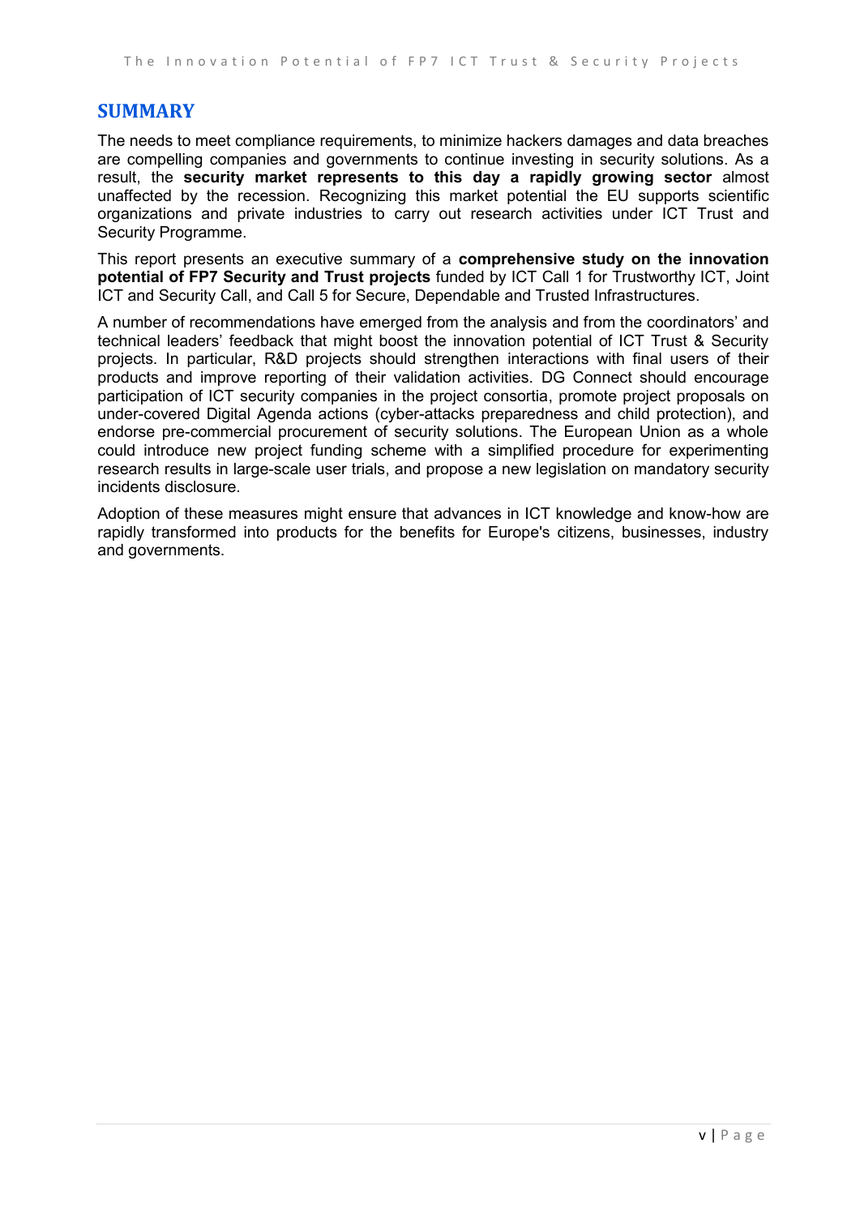# SUMMARY

The needs to meet compliance requirements, to minimize hackers damages and data breaches are compelling companies and governments to continue investing in security solutions. As a result, the **security market represents to this day a rapidly growing sector** almost unaffected by the recession. Recognizing this market potential the EU supports scientific organizations and private industries to carry out research activities under ICT Trust and Security Programme.

This report presents an executive summary of a **comprehensive study on the innovation potential of FP7 Security and Trust projects** funded by ICT Call 1 for Trustworthy ICT, Joint ICT and Security Call, and Call 5 for Secure, Dependable and Trusted Infrastructures.

A number of recommendations have emerged from the analysis and from the coordinators' and technical leaders' feedback that might boost the innovation potential of ICT Trust & Security projects. In particular, R&D projects should strengthen interactions with final users of their products and improve reporting of their validation activities. DG Connect should encourage participation of ICT security companies in the project consortia, promote project proposals on under-covered Digital Agenda actions (cyber-attacks preparedness and child protection), and endorse pre-commercial procurement of security solutions. The European Union as a whole could introduce new project funding scheme with a simplified procedure for experimenting research results in large-scale user trials, and propose a new legislation on mandatory security incidents disclosure.

Adoption of these measures might ensure that advances in ICT knowledge and know-how are rapidly transformed into products for the benefits for Europe's citizens, businesses, industry and governments.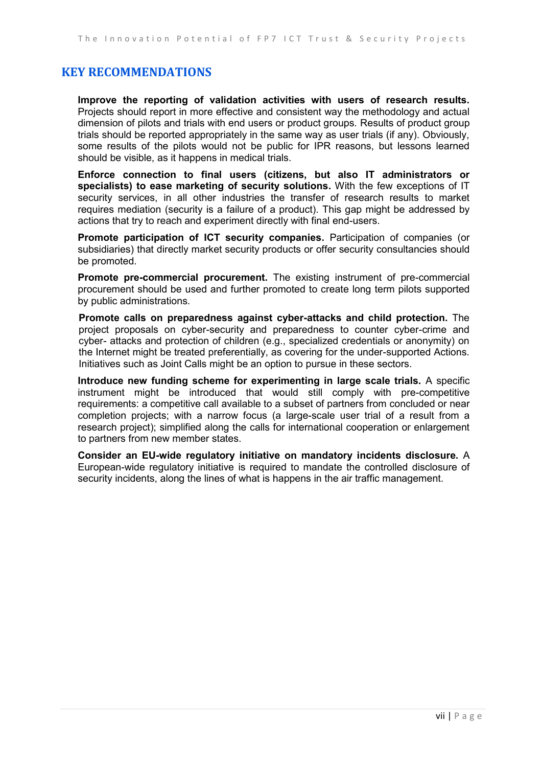# KEY RECOMMENDATIONS

**Improve the reporting of validation activities with users of research results.** Projects should report in more effective and consistent way the methodology and actual dimension of pilots and trials with end users or product groups. Results of product group trials should be reported appropriately in the same way as user trials (if any). Obviously, some results of the pilots would not be public for IPR reasons, but lessons learned should be visible, as it happens in medical trials.

**Enforce connection to final users (citizens, but also IT administrators or specialists) to ease marketing of security solutions.** With the few exceptions of IT security services, in all other industries the transfer of research results to market requires mediation (security is a failure of a product). This gap might be addressed by actions that try to reach and experiment directly with final end-users.

**Promote participation of ICT security companies.** Participation of companies (or subsidiaries) that directly market security products or offer security consultancies should be promoted.

**Promote pre-commercial procurement.** The existing instrument of pre-commercial procurement should be used and further promoted to create long term pilots supported by public administrations.

**Promote calls on preparedness against cyber-attacks and child protection.** The project proposals on cyber-security and preparedness to counter cyber-crime and cyber- attacks and protection of children (e.g., specialized credentials or anonymity) on the Internet might be treated preferentially, as covering for the under-supported Actions. Initiatives such as Joint Calls might be an option to pursue in these sectors.

**Introduce new funding scheme for experimenting in large scale trials.** A specific instrument might be introduced that would still comply with pre-competitive requirements: a competitive call available to a subset of partners from concluded or near completion projects; with a narrow focus (a large-scale user trial of a result from a research project); simplified along the calls for international cooperation or enlargement to partners from new member states.

**Consider an EU-wide regulatory initiative on mandatory incidents disclosure.** A European-wide regulatory initiative is required to mandate the controlled disclosure of security incidents, along the lines of what is happens in the air traffic management.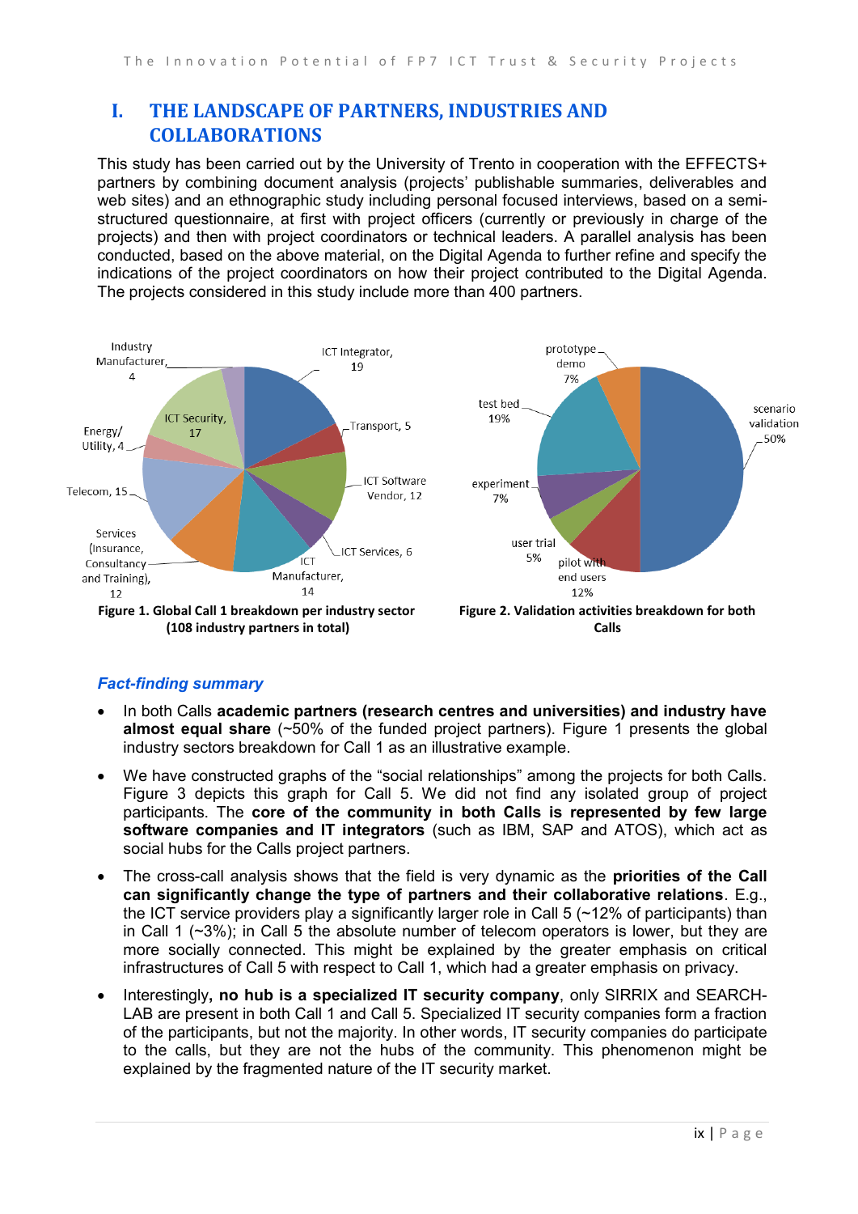# I. THE LANDSCAPE OF PARTNERS, INDUSTRIES AND COLLABORATIONS

This study has been carried out by the University of Trento in cooperation with the EFFECTS+ partners by combining document analysis (projects' publishable summaries, deliverables and web sites) and an ethnographic study including personal focused interviews, based on a semi-structured questionnaire, at first with project officers (currently or previously in charge of the projects) and then with project coordinators or technical leaders. A parallel analysis has been conducted, based on the above material, on the Digital Agenda to further refine and specify the indications of the project coordinators on how their project contributed to the Digital Agenda. The projects considered in this study include more than 400 partners.

**Figure 1. Global Call 1 breakdown per industry sector (108 industry partners in total)**

**Figure 2. Validation activities breakdown for both Calls**

### *Fact-finding summary*

- In both Calls **academic partners (research centres and universities) and industry have almost equal share** (~50% of the funded project partners). Figure 1 presents the global industry sectors breakdown for Call 1 as an illustrative example.
- We have constructed graphs of the "social relationships" among the projects for both Calls. Figure 3 depicts this graph for Call 5. We did not find any isolated group of project participants. The **core of the community in both Calls is represented by few large software companies and IT integrators** (such as IBM, SAP and ATOS), which act as social hubs for the Calls project partners.
- The cross-call analysis shows that the field is very dynamic as the **priorities of the Call can significantly change the type of partners and their collaborative relations**. E.g., the ICT service providers play a significantly larger role in Call 5 (~12% of participants) than in Call 1 (~3%); in Call 5 the absolute number of telecom operators is lower, but they are more socially connected. This might be explained by the greater emphasis on critical infrastructures of Call 5 with respect to Call 1, which had a greater emphasis on privacy.
- Interestingly**, no hub is a specialized IT security company**, only SIRRIX and SEARCH-LAB are present in both Call 1 and Call 5. Specialized IT security companies form a fraction of the participants, but not the majority. In other words, IT security companies do participate to the calls, but they are not the hubs of the community. This phenomenon might be explained by the fragmented nature of the IT security market.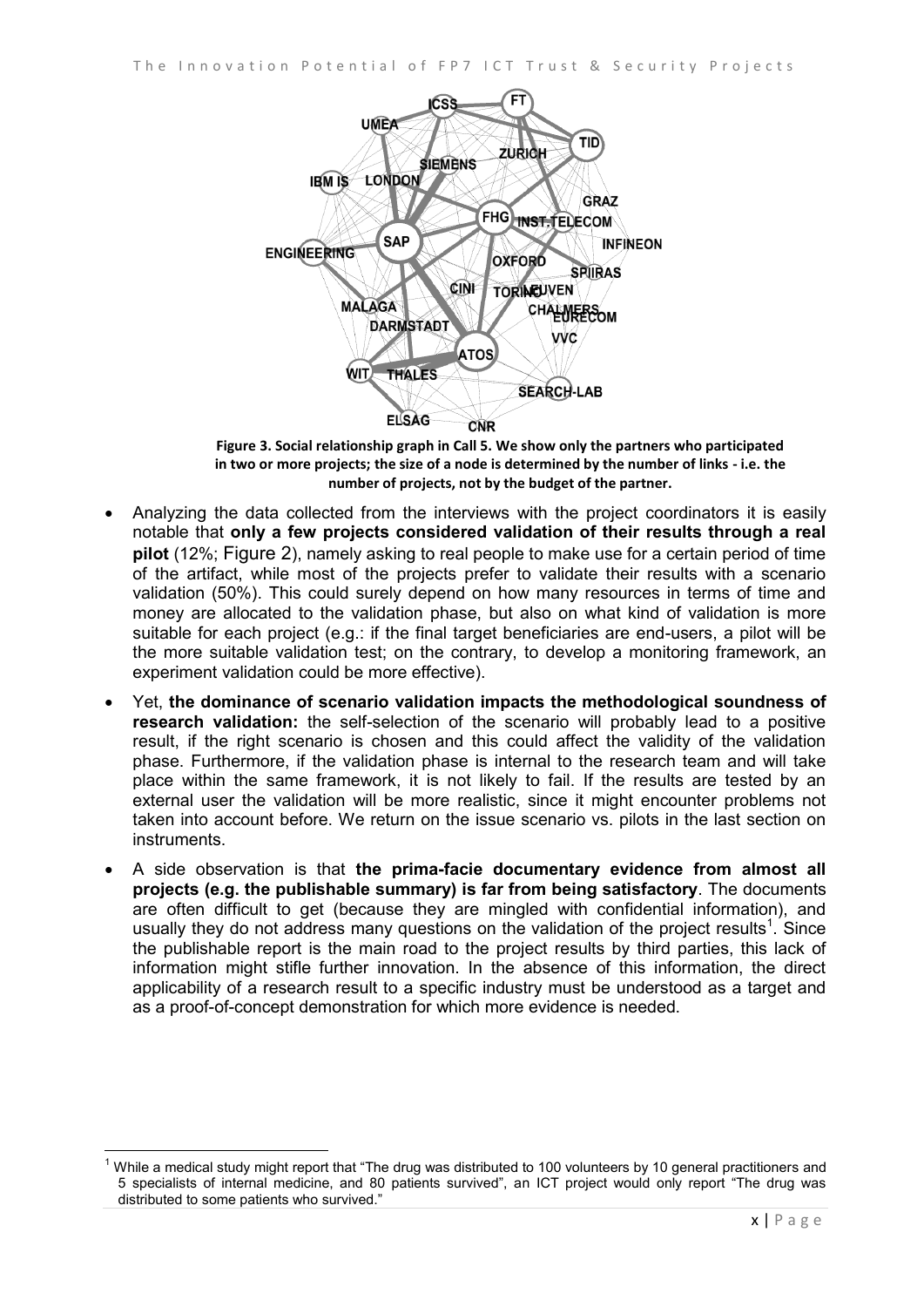Figure 3. Social relationship graph in Call 5. We show only the partners who participated in two or more projects; the size of a node is determined by the number of links - i.e. the number of projects, not by the budget of the partner.

- Analyzing the data collected from the interviews with the project coordinators it is easily notable that **only a few projects considered validation of their results through a real pilot** (12%; Figure 2), namely asking to real people to make use for a certain period of time of the artifact, while most of the projects prefer to validate their results with a scenario validation (50%). This could surely depend on how many resources in terms of time and money are allocated to the validation phase, but also on what kind of validation is more suitable for each project (e.g.: if the final target beneficiaries are end-users, a pilot will be the more suitable validation test; on the contrary, to develop a monitoring framework, an experiment validation could be more effective).
- Yet, **the dominance of scenario validation impacts the methodological soundness of research validation:** the self-selection of the scenario will probably lead to a positive result, if the right scenario is chosen and this could affect the validity of the validation phase. Furthermore, if the validation phase is internal to the research team and will take place within the same framework, it is not likely to fail. If the results are tested by an external user the validation will be more realistic, since it might encounter problems not taken into account before. We return on the issue scenario vs. pilots in the last section on instruments.
- A side observation is that **the prima-facie documentary evidence from almost all projects (e.g. the publishable summary) is far from being satisfactory**. The documents are often difficult to get (because they are mingled with confidential information), and usually they do not address many questions on the validation of the project results[1]. Since the publishable report is the main road to the project results by third parties, this lack of information might stifle further innovation. In the absence of this information, the direct applicability of a research result to a specific industry must be understood as a target and as a proof-of-concept demonstration for which more evidence is needed.

[1] While a medical study might report that "The drug was distributed to 100 volunteers by 10 general practitioners and 5 specialists of internal medicine, and 80 patients survived", an ICT project would only report "The drug was distributed to some patients who survived."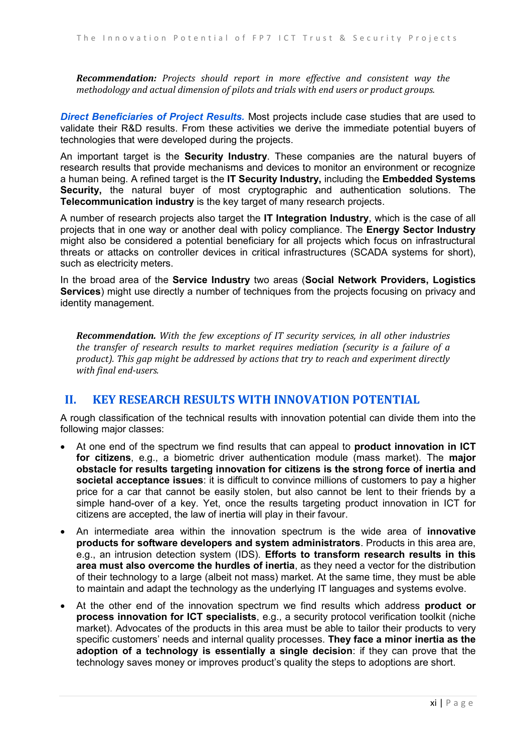***Recommendation:*** *Projects should report in more effective and consistent way the methodology and actual dimension of pilots and trials with end users or product groups.*

***Direct Beneficiaries of Project Results.*** Most projects include case studies that are used to validate their R&D results. From these activities we derive the immediate potential buyers of technologies that were developed during the projects.

An important target is the **Security Industry**. These companies are the natural buyers of research results that provide mechanisms and devices to monitor an environment or recognize a human being. A refined target is the **IT Security Industry,** including the **Embedded Systems Security,** the natural buyer of most cryptographic and authentication solutions. The **Telecommunication industry** is the key target of many research projects.

A number of research projects also target the **IT Integration Industry**, which is the case of all projects that in one way or another deal with policy compliance. The **Energy Sector Industry** might also be considered a potential beneficiary for all projects which focus on infrastructural threats or attacks on controller devices in critical infrastructures (SCADA systems for short), such as electricity meters.

In the broad area of the **Service Industry** two areas (**Social Network Providers, Logistics Services**) might use directly a number of techniques from the projects focusing on privacy and identity management.

***Recommendation.*** *With the few exceptions of IT security services, in all other industries the transfer of research results to market requires mediation (security is a failure of a product). This gap might be addressed by actions that try to reach and experiment directly with final end-users.*

## II. KEY RESEARCH RESULTS WITH INNOVATION POTENTIAL

A rough classification of the technical results with innovation potential can divide them into the following major classes:

- At one end of the spectrum we find results that can appeal to **product innovation in ICT for citizens**, e.g., a biometric driver authentication module (mass market). The **major obstacle for results targeting innovation for citizens is the strong force of inertia and societal acceptance issues**: it is difficult to convince millions of customers to pay a higher price for a car that cannot be easily stolen, but also cannot be lent to their friends by a simple hand-over of a key. Yet, once the results targeting product innovation in ICT for citizens are accepted, the law of inertia will play in their favour.
- An intermediate area within the innovation spectrum is the wide area of **innovative products for software developers and system administrators**. Products in this area are, e.g., an intrusion detection system (IDS). **Efforts to transform research results in this area must also overcome the hurdles of inertia**, as they need a vector for the distribution of their technology to a large (albeit not mass) market. At the same time, they must be able to maintain and adapt the technology as the underlying IT languages and systems evolve.
- At the other end of the innovation spectrum we find results which address **product or process innovation for ICT specialists**, e.g., a security protocol verification toolkit (niche market). Advocates of the products in this area must be able to tailor their products to very specific customers' needs and internal quality processes. **They face a minor inertia as the adoption of a technology is essentially a single decision**: if they can prove that the technology saves money or improves product's quality the steps to adoptions are short.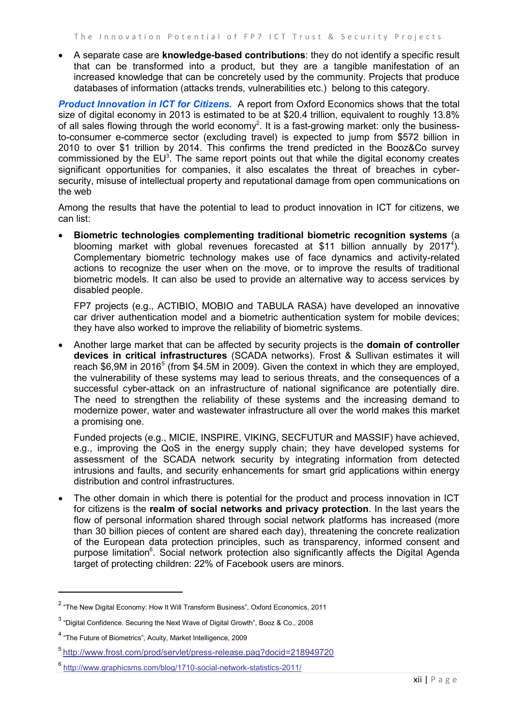- A separate case are **knowledge-based contributions**: they do not identify a specific result that can be transformed into a product, but they are a tangible manifestation of an increased knowledge that can be concretely used by the community. Projects that produce databases of information (attacks trends, vulnerabilities etc.) belong to this category.

***Product Innovation in ICT for Citizens.*** A report from Oxford Economics shows that the total size of digital economy in 2013 is estimated to be at $20.4 trillion, equivalent to roughly 13.8% of all sales flowing through the world economy[2]. It is a fast-growing market: only the business-to-consumer e-commerce sector (excluding travel) is expected to jump from $572 billion in 2010 to over $1 trillion by 2014. This confirms the trend predicted in the Booz&Co survey commissioned by the EU[3]. The same report points out that while the digital economy creates significant opportunities for companies, it also escalates the threat of breaches in cyber-security, misuse of intellectual property and reputational damage from open communications on the web

Among the results that have the potential to lead to product innovation in ICT for citizens, we can list:

- **Biometric technologies complementing traditional biometric recognition systems** (a blooming market with global revenues forecasted at $11 billion annually by 2017[4]). Complementary biometric technology makes use of face dynamics and activity-related actions to recognize the user when on the move, or to improve the results of traditional biometric models. It can also be used to provide an alternative way to access services by disabled people.

  FP7 projects (e.g., ACTIBIO, MOBIO and TABULA RASA) have developed an innovative car driver authentication model and a biometric authentication system for mobile devices; they have also worked to improve the reliability of biometric systems.

- Another large market that can be affected by security projects is the **domain of controller devices in critical infrastructures** (SCADA networks). Frost & Sullivan estimates it will reach $6,9M in 2016[5] (from $4.5M in 2009). Given the context in which they are employed, the vulnerability of these systems may lead to serious threats, and the consequences of a successful cyber-attack on an infrastructure of national significance are potentially dire. The need to strengthen the reliability of these systems and the increasing demand to modernize power, water and wastewater infrastructure all over the world makes this market a promising one.

  Funded projects (e.g., MICIE, INSPIRE, VIKING, SECFUTUR and MASSIF) have achieved, e.g., improving the QoS in the energy supply chain; they have developed systems for assessment of the SCADA network security by integrating information from detected intrusions and faults, and security enhancements for smart grid applications within energy distribution and control infrastructures.

- The other domain in which there is potential for the product and process innovation in ICT for citizens is the **realm of social networks and privacy protection**. In the last years the flow of personal information shared through social network platforms has increased (more than 30 billion pieces of content are shared each day), threatening the concrete realization of the European data protection principles, such as transparency, informed consent and purpose limitation[6]. Social network protection also significantly affects the Digital Agenda target of protecting children: 22% of Facebook users are minors.

---

[2] "The New Digital Economy: How It Will Transform Business", Oxford Economics, 2011

[3] "Digital Confidence. Securing the Next Wave of Digital Growth", Booz & Co., 2008

[4] "The Future of Biometrics", Acuity, Market Intelligence, 2009

[5] http://www.frost.com/prod/servlet/press-release.pag?docid=218949720

[6] http://www.graphicsms.com/blog/1710-social-network-statistics-2011/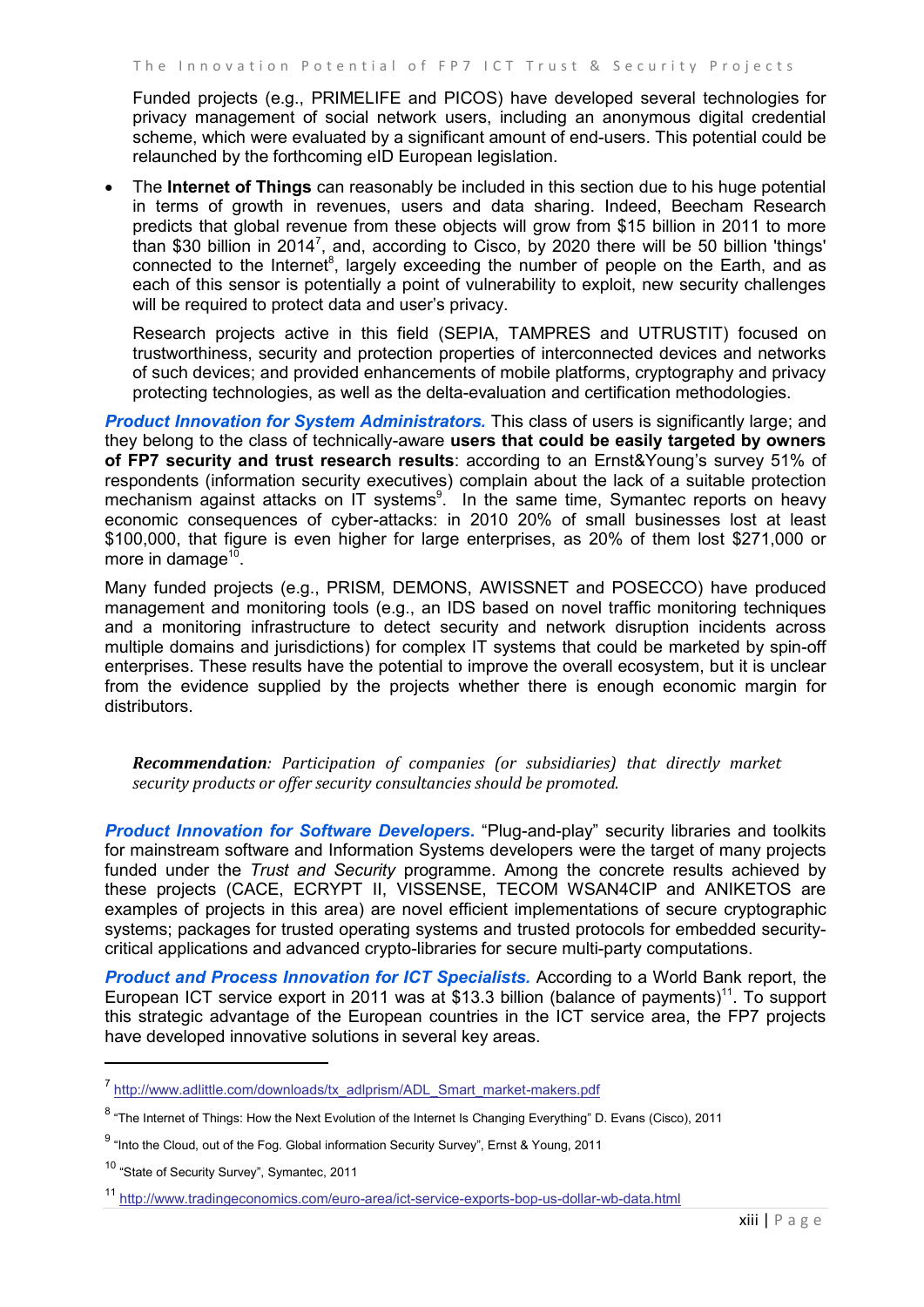Funded projects (e.g., PRIMELIFE and PICOS) have developed several technologies for privacy management of social network users, including an anonymous digital credential scheme, which were evaluated by a significant amount of end-users. This potential could be relaunched by the forthcoming eID European legislation.

- The **Internet of Things** can reasonably be included in this section due to his huge potential in terms of growth in revenues, users and data sharing. Indeed, Beecham Research predicts that global revenue from these objects will grow from \$15 billion in 2011 to more than \$30 billion in 2014[7], and, according to Cisco, by 2020 there will be 50 billion 'things' connected to the Internet[8], largely exceeding the number of people on the Earth, and as each of this sensor is potentially a point of vulnerability to exploit, new security challenges will be required to protect data and user's privacy.

  Research projects active in this field (SEPIA, TAMPRES and UTRUSTIT) focused on trustworthiness, security and protection properties of interconnected devices and networks of such devices; and provided enhancements of mobile platforms, cryptography and privacy protecting technologies, as well as the delta-evaluation and certification methodologies.

***Product Innovation for System Administrators.*** This class of users is significantly large; and they belong to the class of technically-aware **users that could be easily targeted by owners of FP7 security and trust research results**: according to an Ernst&Young's survey 51% of respondents (information security executives) complain about the lack of a suitable protection mechanism against attacks on IT systems[9]. In the same time, Symantec reports on heavy economic consequences of cyber-attacks: in 2010 20% of small businesses lost at least \$100,000, that figure is even higher for large enterprises, as 20% of them lost \$271,000 or more in damage[10].

Many funded projects (e.g., PRISM, DEMONS, AWISSNET and POSECCO) have produced management and monitoring tools (e.g., an IDS based on novel traffic monitoring techniques and a monitoring infrastructure to detect security and network disruption incidents across multiple domains and jurisdictions) for complex IT systems that could be marketed by spin-off enterprises. These results have the potential to improve the overall ecosystem, but it is unclear from the evidence supplied by the projects whether there is enough economic margin for distributors.

> ***Recommendation****: Participation of companies (or subsidiaries) that directly market security products or offer security consultancies should be promoted.*

***Product Innovation for Software Developers.*** "Plug-and-play" security libraries and toolkits for mainstream software and Information Systems developers were the target of many projects funded under the *Trust and Security* programme. Among the concrete results achieved by these projects (CACE, ECRYPT II, VISSENSE, TECOM WSAN4CIP and ANIKETOS are examples of projects in this area) are novel efficient implementations of secure cryptographic systems; packages for trusted operating systems and trusted protocols for embedded security-critical applications and advanced crypto-libraries for secure multi-party computations.

***Product and Process Innovation for ICT Specialists.*** According to a World Bank report, the European ICT service export in 2011 was at \$13.3 billion (balance of payments)[11]. To support this strategic advantage of the European countries in the ICT service area, the FP7 projects have developed innovative solutions in several key areas.

---

[7] http://www.adlittle.com/downloads/tx_adlprism/ADL_Smart_market-makers.pdf

[8] "The Internet of Things: How the Next Evolution of the Internet Is Changing Everything" D. Evans (Cisco), 2011

[9] "Into the Cloud, out of the Fog. Global information Security Survey", Ernst & Young, 2011

[10] "State of Security Survey", Symantec, 2011

[11] http://www.tradingeconomics.com/euro-area/ict-service-exports-bop-us-dollar-wb-data.html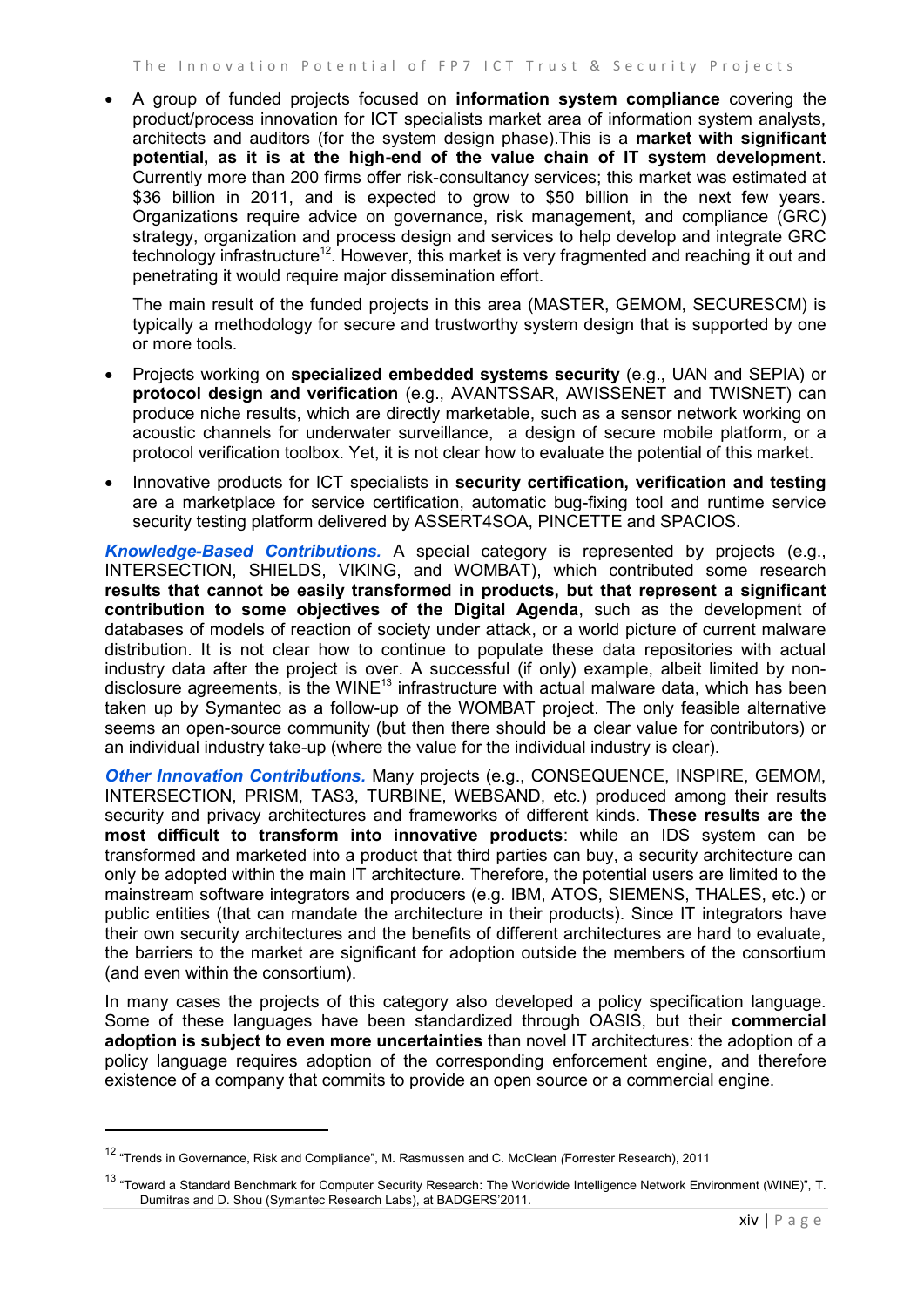- A group of funded projects focused on **information system compliance** covering the product/process innovation for ICT specialists market area of information system analysts, architects and auditors (for the system design phase).This is a **market with significant potential, as it is at the high-end of the value chain of IT system development**. Currently more than 200 firms offer risk-consultancy services; this market was estimated at \$36 billion in 2011, and is expected to grow to \$50 billion in the next few years. Organizations require advice on governance, risk management, and compliance (GRC) strategy, organization and process design and services to help develop and integrate GRC technology infrastructure[12]. However, this market is very fragmented and reaching it out and penetrating it would require major dissemination effort.

  The main result of the funded projects in this area (MASTER, GEMOM, SECURESCM) is typically a methodology for secure and trustworthy system design that is supported by one or more tools.

- Projects working on **specialized embedded systems security** (e.g., UAN and SEPIA) or **protocol design and verification** (e.g., AVANTSSAR, AWISSENET and TWISNET) can produce niche results, which are directly marketable, such as a sensor network working on acoustic channels for underwater surveillance, a design of secure mobile platform, or a protocol verification toolbox. Yet, it is not clear how to evaluate the potential of this market.

- Innovative products for ICT specialists in **security certification, verification and testing** are a marketplace for service certification, automatic bug-fixing tool and runtime service security testing platform delivered by ASSERT4SOA, PINCETTE and SPACIOS.

***Knowledge-Based Contributions.*** A special category is represented by projects (e.g., INTERSECTION, SHIELDS, VIKING, and WOMBAT), which contributed some research **results that cannot be easily transformed in products, but that represent a significant contribution to some objectives of the Digital Agenda**, such as the development of databases of models of reaction of society under attack, or a world picture of current malware distribution. It is not clear how to continue to populate these data repositories with actual industry data after the project is over. A successful (if only) example, albeit limited by non-disclosure agreements, is the WINE[13] infrastructure with actual malware data, which has been taken up by Symantec as a follow-up of the WOMBAT project. The only feasible alternative seems an open-source community (but then there should be a clear value for contributors) or an individual industry take-up (where the value for the individual industry is clear).

***Other Innovation Contributions.*** Many projects (e.g., CONSEQUENCE, INSPIRE, GEMOM, INTERSECTION, PRISM, TAS3, TURBINE, WEBSAND, etc.) produced among their results security and privacy architectures and frameworks of different kinds. **These results are the most difficult to transform into innovative products**: while an IDS system can be transformed and marketed into a product that third parties can buy, a security architecture can only be adopted within the main IT architecture. Therefore, the potential users are limited to the mainstream software integrators and producers (e.g. IBM, ATOS, SIEMENS, THALES, etc.) or public entities (that can mandate the architecture in their products). Since IT integrators have their own security architectures and the benefits of different architectures are hard to evaluate, the barriers to the market are significant for adoption outside the members of the consortium (and even within the consortium).

In many cases the projects of this category also developed a policy specification language. Some of these languages have been standardized through OASIS, but their **commercial adoption is subject to even more uncertainties** than novel IT architectures: the adoption of a policy language requires adoption of the corresponding enforcement engine, and therefore existence of a company that commits to provide an open source or a commercial engine.

---

[12] "Trends in Governance, Risk and Compliance", M. Rasmussen and C. McClean *(*Forrester Research), 2011

[13] "Toward a Standard Benchmark for Computer Security Research: The Worldwide Intelligence Network Environment (WINE)", T. Dumitras and D. Shou (Symantec Research Labs), at BADGERS'2011.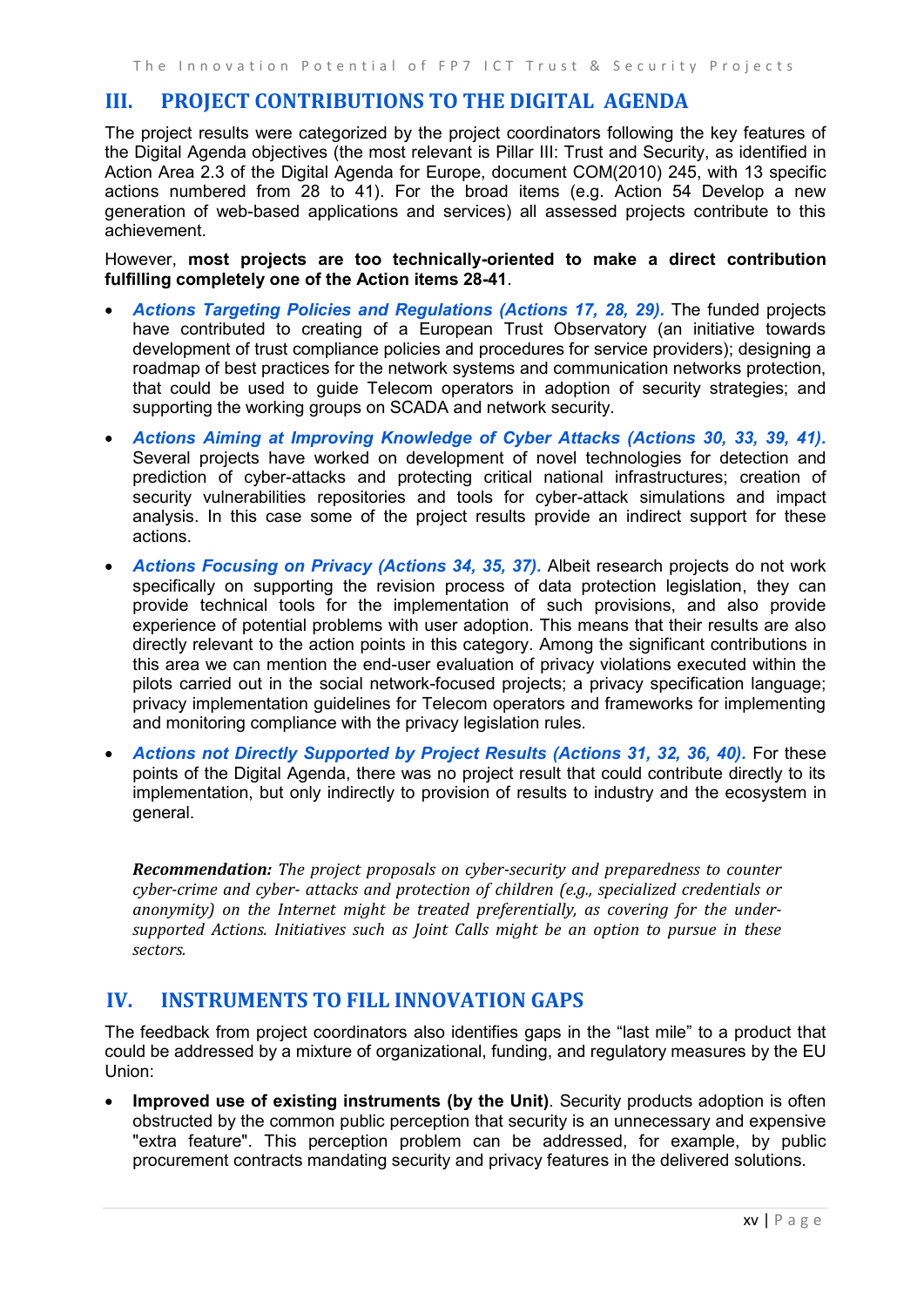## III. PROJECT CONTRIBUTIONS TO THE DIGITAL AGENDA

The project results were categorized by the project coordinators following the key features of the Digital Agenda objectives (the most relevant is Pillar III: Trust and Security, as identified in Action Area 2.3 of the Digital Agenda for Europe, document COM(2010) 245, with 13 specific actions numbered from 28 to 41). For the broad items (e.g. Action 54 Develop a new generation of web-based applications and services) all assessed projects contribute to this achievement.

However, **most projects are too technically-oriented to make a direct contribution fulfilling completely one of the Action items 28-41**.

- ***Actions Targeting Policies and Regulations (Actions 17, 28, 29).*** The funded projects have contributed to creating of a European Trust Observatory (an initiative towards development of trust compliance policies and procedures for service providers); designing a roadmap of best practices for the network systems and communication networks protection, that could be used to guide Telecom operators in adoption of security strategies; and supporting the working groups on SCADA and network security.
- ***Actions Aiming at Improving Knowledge of Cyber Attacks (Actions 30, 33, 39, 41).*** Several projects have worked on development of novel technologies for detection and prediction of cyber-attacks and protecting critical national infrastructures; creation of security vulnerabilities repositories and tools for cyber-attack simulations and impact analysis. In this case some of the project results provide an indirect support for these actions.
- ***Actions Focusing on Privacy (Actions 34, 35, 37).*** Albeit research projects do not work specifically on supporting the revision process of data protection legislation, they can provide technical tools for the implementation of such provisions, and also provide experience of potential problems with user adoption. This means that their results are also directly relevant to the action points in this category. Among the significant contributions in this area we can mention the end-user evaluation of privacy violations executed within the pilots carried out in the social network-focused projects; a privacy specification language; privacy implementation guidelines for Telecom operators and frameworks for implementing and monitoring compliance with the privacy legislation rules.
- ***Actions not Directly Supported by Project Results (Actions 31, 32, 36, 40).*** For these points of the Digital Agenda, there was no project result that could contribute directly to its implementation, but only indirectly to provision of results to industry and the ecosystem in general.

> ***Recommendation:*** *The project proposals on cyber-security and preparedness to counter cyber-crime and cyber- attacks and protection of children (e.g., specialized credentials or anonymity) on the Internet might be treated preferentially, as covering for the under-supported Actions. Initiatives such as Joint Calls might be an option to pursue in these sectors.*

## IV. INSTRUMENTS TO FILL INNOVATION GAPS

The feedback from project coordinators also identifies gaps in the "last mile" to a product that could be addressed by a mixture of organizational, funding, and regulatory measures by the EU Union:

- **Improved use of existing instruments (by the Unit)**. Security products adoption is often obstructed by the common public perception that security is an unnecessary and expensive "extra feature". This perception problem can be addressed, for example, by public procurement contracts mandating security and privacy features in the delivered solutions.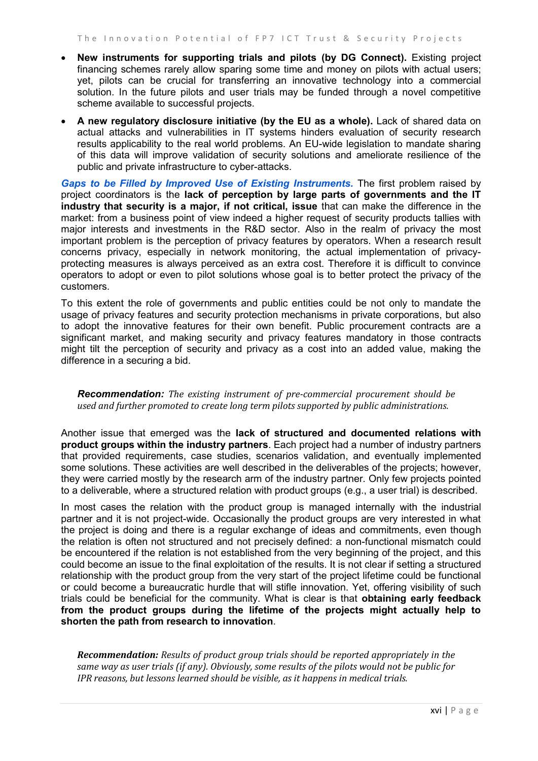- **New instruments for supporting trials and pilots (by DG Connect).** Existing project financing schemes rarely allow sparing some time and money on pilots with actual users; yet, pilots can be crucial for transferring an innovative technology into a commercial solution. In the future pilots and user trials may be funded through a novel competitive scheme available to successful projects.
- **A new regulatory disclosure initiative (by the EU as a whole).** Lack of shared data on actual attacks and vulnerabilities in IT systems hinders evaluation of security research results applicability to the real world problems. An EU-wide legislation to mandate sharing of this data will improve validation of security solutions and ameliorate resilience of the public and private infrastructure to cyber-attacks.

***Gaps to be Filled by Improved Use of Existing Instruments.*** The first problem raised by project coordinators is the **lack of perception by large parts of governments and the IT industry that security is a major, if not critical, issue** that can make the difference in the market: from a business point of view indeed a higher request of security products tallies with major interests and investments in the R&D sector. Also in the realm of privacy the most important problem is the perception of privacy features by operators. When a research result concerns privacy, especially in network monitoring, the actual implementation of privacy-protecting measures is always perceived as an extra cost. Therefore it is difficult to convince operators to adopt or even to pilot solutions whose goal is to better protect the privacy of the customers.

To this extent the role of governments and public entities could be not only to mandate the usage of privacy features and security protection mechanisms in private corporations, but also to adopt the innovative features for their own benefit. Public procurement contracts are a significant market, and making security and privacy features mandatory in those contracts might tilt the perception of security and privacy as a cost into an added value, making the difference in a securing a bid.

> ***Recommendation:*** *The existing instrument of pre-commercial procurement should be used and further promoted to create long term pilots supported by public administrations.*

Another issue that emerged was the **lack of structured and documented relations with product groups within the industry partners**. Each project had a number of industry partners that provided requirements, case studies, scenarios validation, and eventually implemented some solutions. These activities are well described in the deliverables of the projects; however, they were carried mostly by the research arm of the industry partner. Only few projects pointed to a deliverable, where a structured relation with product groups (e.g., a user trial) is described.

In most cases the relation with the product group is managed internally with the industrial partner and it is not project-wide. Occasionally the product groups are very interested in what the project is doing and there is a regular exchange of ideas and commitments, even though the relation is often not structured and not precisely defined: a non-functional mismatch could be encountered if the relation is not established from the very beginning of the project, and this could become an issue to the final exploitation of the results. It is not clear if setting a structured relationship with the product group from the very start of the project lifetime could be functional or could become a bureaucratic hurdle that will stifle innovation. Yet, offering visibility of such trials could be beneficial for the community. What is clear is that **obtaining early feedback from the product groups during the lifetime of the projects might actually help to shorten the path from research to innovation**.

> ***Recommendation:*** *Results of product group trials should be reported appropriately in the same way as user trials (if any). Obviously, some results of the pilots would not be public for IPR reasons, but lessons learned should be visible, as it happens in medical trials.*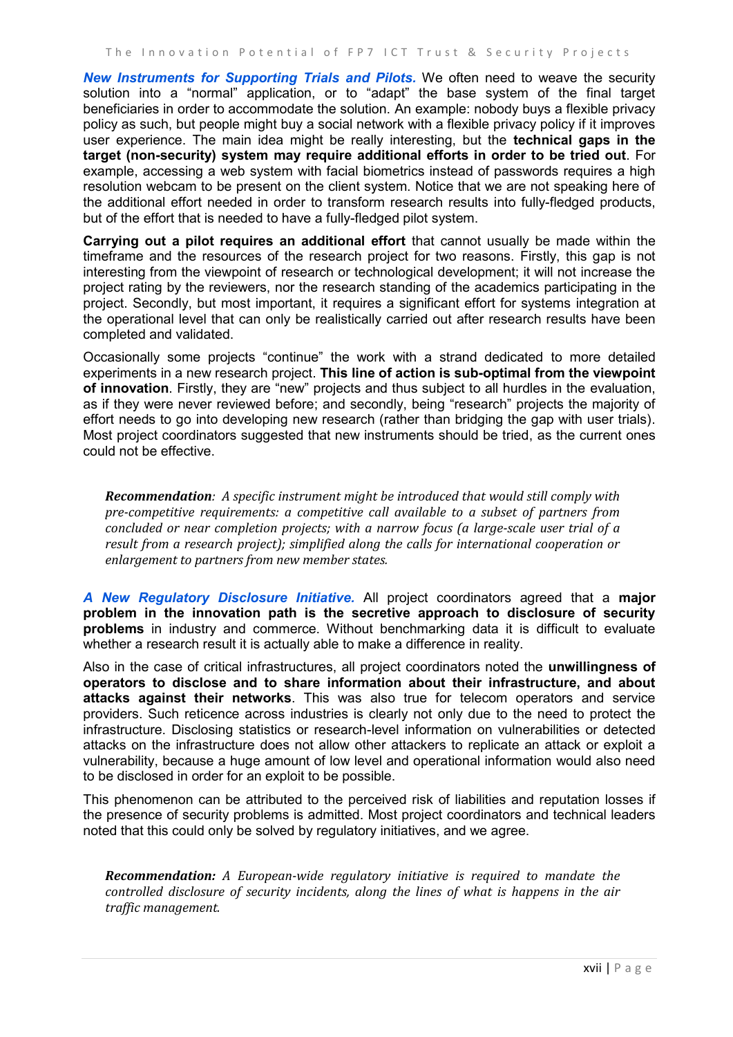***New Instruments for Supporting Trials and Pilots.*** We often need to weave the security solution into a "normal" application, or to "adapt" the base system of the final target beneficiaries in order to accommodate the solution. An example: nobody buys a flexible privacy policy as such, but people might buy a social network with a flexible privacy policy if it improves user experience. The main idea might be really interesting, but the **technical gaps in the target (non-security) system may require additional efforts in order to be tried out**. For example, accessing a web system with facial biometrics instead of passwords requires a high resolution webcam to be present on the client system. Notice that we are not speaking here of the additional effort needed in order to transform research results into fully-fledged products, but of the effort that is needed to have a fully-fledged pilot system.

**Carrying out a pilot requires an additional effort** that cannot usually be made within the timeframe and the resources of the research project for two reasons. Firstly, this gap is not interesting from the viewpoint of research or technological development; it will not increase the project rating by the reviewers, nor the research standing of the academics participating in the project. Secondly, but most important, it requires a significant effort for systems integration at the operational level that can only be realistically carried out after research results have been completed and validated.

Occasionally some projects "continue" the work with a strand dedicated to more detailed experiments in a new research project. **This line of action is sub-optimal from the viewpoint of innovation**. Firstly, they are "new" projects and thus subject to all hurdles in the evaluation, as if they were never reviewed before; and secondly, being "research" projects the majority of effort needs to go into developing new research (rather than bridging the gap with user trials). Most project coordinators suggested that new instruments should be tried, as the current ones could not be effective.

> ***Recommendation****: A specific instrument might be introduced that would still comply with pre-competitive requirements: a competitive call available to a subset of partners from concluded or near completion projects; with a narrow focus (a large-scale user trial of a result from a research project); simplified along the calls for international cooperation or enlargement to partners from new member states.*

***A New Regulatory Disclosure Initiative.*** All project coordinators agreed that a **major problem in the innovation path is the secretive approach to disclosure of security problems** in industry and commerce. Without benchmarking data it is difficult to evaluate whether a research result it is actually able to make a difference in reality.

Also in the case of critical infrastructures, all project coordinators noted the **unwillingness of operators to disclose and to share information about their infrastructure, and about attacks against their networks**. This was also true for telecom operators and service providers. Such reticence across industries is clearly not only due to the need to protect the infrastructure. Disclosing statistics or research-level information on vulnerabilities or detected attacks on the infrastructure does not allow other attackers to replicate an attack or exploit a vulnerability, because a huge amount of low level and operational information would also need to be disclosed in order for an exploit to be possible.

This phenomenon can be attributed to the perceived risk of liabilities and reputation losses if the presence of security problems is admitted. Most project coordinators and technical leaders noted that this could only be solved by regulatory initiatives, and we agree.

> ***Recommendation:*** *A European-wide regulatory initiative is required to mandate the controlled disclosure of security incidents, along the lines of what is happens in the air traffic management.*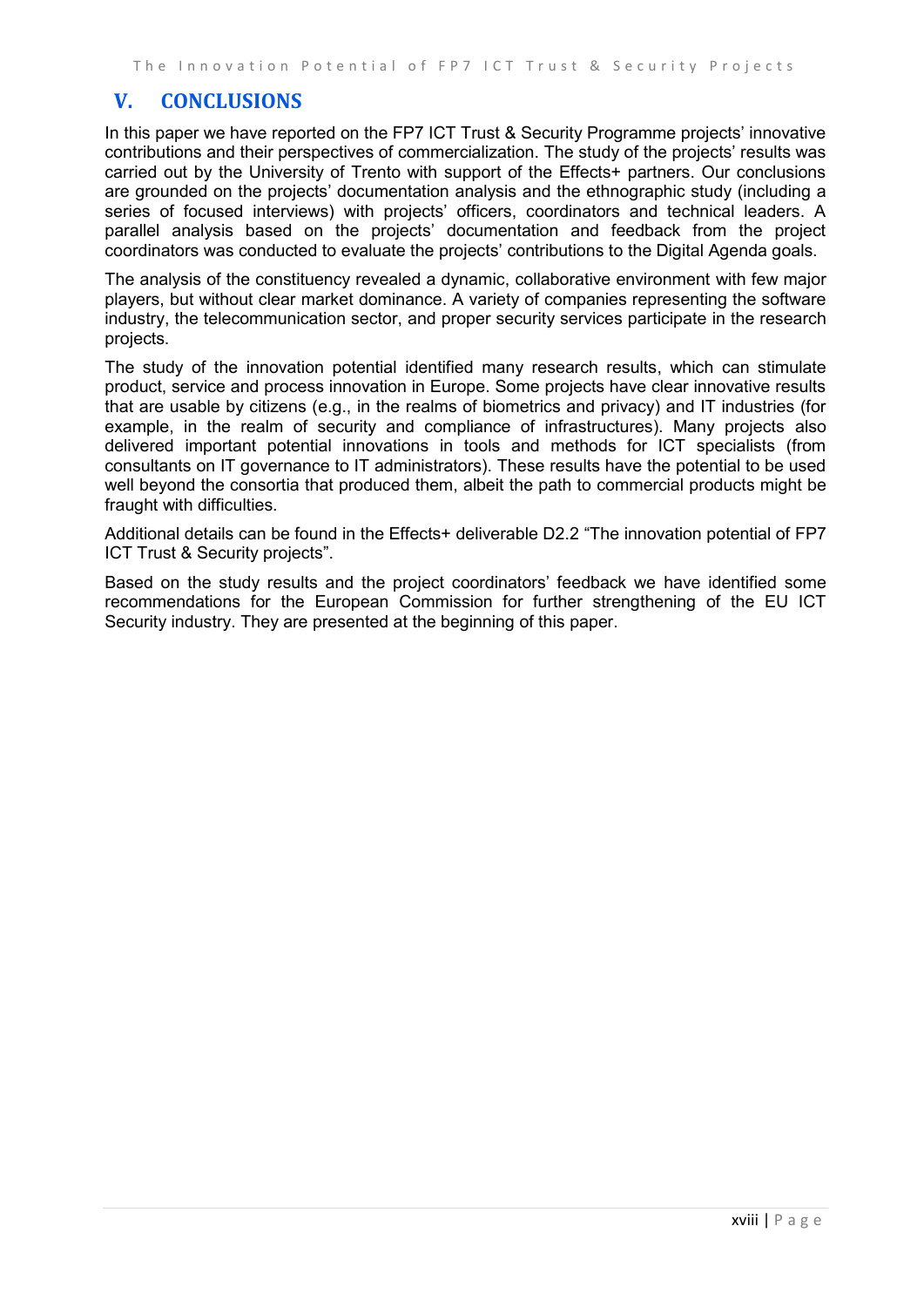# V. CONCLUSIONS

In this paper we have reported on the FP7 ICT Trust & Security Programme projects' innovative contributions and their perspectives of commercialization. The study of the projects' results was carried out by the University of Trento with support of the Effects+ partners. Our conclusions are grounded on the projects' documentation analysis and the ethnographic study (including a series of focused interviews) with projects' officers, coordinators and technical leaders. A parallel analysis based on the projects' documentation and feedback from the project coordinators was conducted to evaluate the projects' contributions to the Digital Agenda goals.

The analysis of the constituency revealed a dynamic, collaborative environment with few major players, but without clear market dominance. A variety of companies representing the software industry, the telecommunication sector, and proper security services participate in the research projects.

The study of the innovation potential identified many research results, which can stimulate product, service and process innovation in Europe. Some projects have clear innovative results that are usable by citizens (e.g., in the realms of biometrics and privacy) and IT industries (for example, in the realm of security and compliance of infrastructures). Many projects also delivered important potential innovations in tools and methods for ICT specialists (from consultants on IT governance to IT administrators). These results have the potential to be used well beyond the consortia that produced them, albeit the path to commercial products might be fraught with difficulties.

Additional details can be found in the Effects+ deliverable D2.2 "The innovation potential of FP7 ICT Trust & Security projects".

Based on the study results and the project coordinators' feedback we have identified some recommendations for the European Commission for further strengthening of the EU ICT Security industry. They are presented at the beginning of this paper.